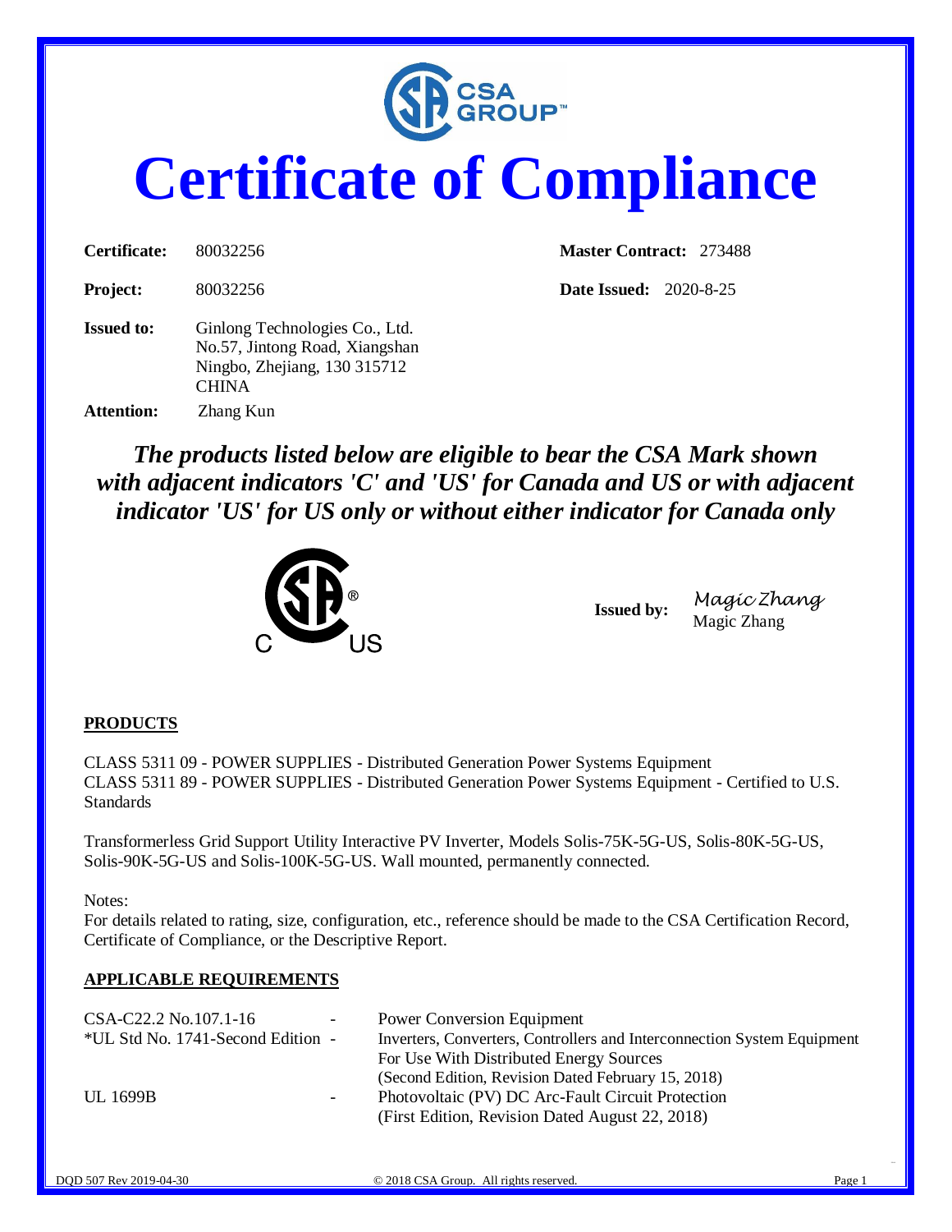# Certificate of Compliance

| | | | |
|---|---|---|---|
| **Certificate:** | 80032256 | **Master Contract:** | 273488 |
| **Project:** | 80032256 | **Date Issued:** | 2020-8-25 |

**Issued to:** Ginlong Technologies Co., Ltd.
No.57, Jintong Road, Xiangshan
Ningbo, Zhejiang, 130 315712
CHINA

**Attention:** Zhang Kun

***The products listed below are eligible to bear the CSA Mark shown with adjacent indicators 'C' and 'US' for Canada and US or with adjacent indicator 'US' for US only or without either indicator for Canada only***

**Issued by:** Magic Zhang
Magic Zhang

## PRODUCTS

CLASS 5311 09 - POWER SUPPLIES - Distributed Generation Power Systems Equipment
CLASS 5311 89 - POWER SUPPLIES - Distributed Generation Power Systems Equipment - Certified to U.S. Standards

Transformerless Grid Support Utility Interactive PV Inverter, Models Solis-75K-5G-US, Solis-80K-5G-US, Solis-90K-5G-US and Solis-100K-5G-US. Wall mounted, permanently connected.

Notes:
For details related to rating, size, configuration, etc., reference should be made to the CSA Certification Record, Certificate of Compliance, or the Descriptive Report.

## APPLICABLE REQUIREMENTS

| | | |
|---|---|---|
| CSA-C22.2 No.107.1-16 | - | Power Conversion Equipment |
| *UL Std No. 1741-Second Edition | - | Inverters, Converters, Controllers and Interconnection System Equipment For Use With Distributed Energy Sources (Second Edition, Revision Dated February 15, 2018) |
| UL 1699B | - | Photovoltaic (PV) DC Arc-Fault Circuit Protection (First Edition, Revision Dated August 22, 2018) |

DQD 507 Rev 2019-04-30 © 2018 CSA Group. All rights reserved.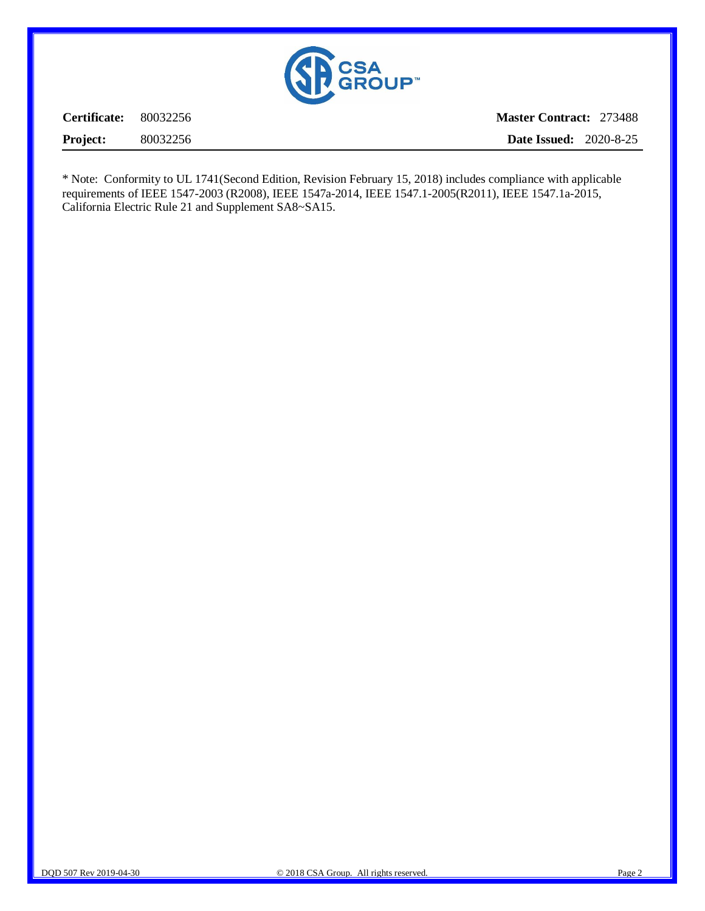**Certificate:** 80032256 **Master Contract:** 273488

**Project:** 80032256 **Date Issued:** 2020-8-25

* Note: Conformity to UL 1741(Second Edition, Revision February 15, 2018) includes compliance with applicable requirements of IEEE 1547-2003 (R2008), IEEE 1547a-2014, IEEE 1547.1-2005(R2011), IEEE 1547.1a-2015, California Electric Rule 21 and Supplement SA8~SA15.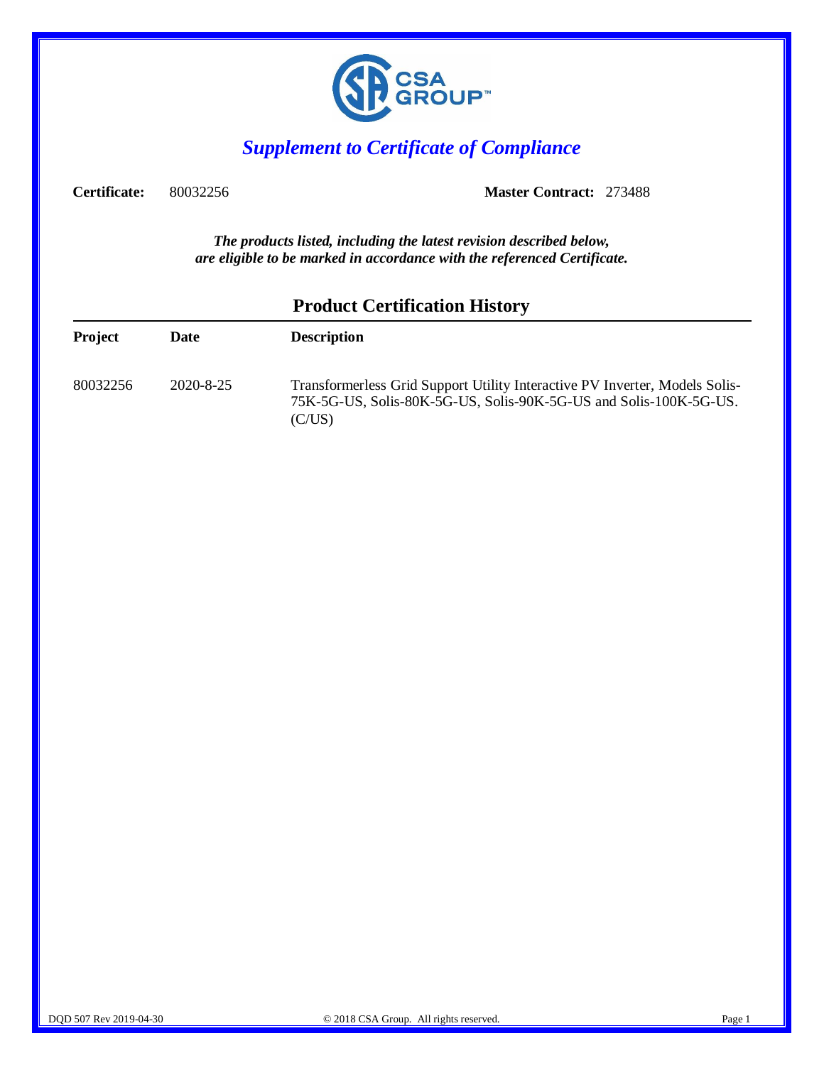# *Supplement to Certificate of Compliance*

**Certificate:** 80032256 **Master Contract:** 273488

***The products listed, including the latest revision described below, are eligible to be marked in accordance with the referenced Certificate.***

## Product Certification History

| Project | Date | Description |
|---|---|---|
| 80032256 | 2020-8-25 | Transformerless Grid Support Utility Interactive PV Inverter, Models Solis-75K-5G-US, Solis-80K-5G-US, Solis-90K-5G-US and Solis-100K-5G-US. (C/US) |

DQD 507 Rev 2019-04-30 © 2018 CSA Group. All rights reserved.